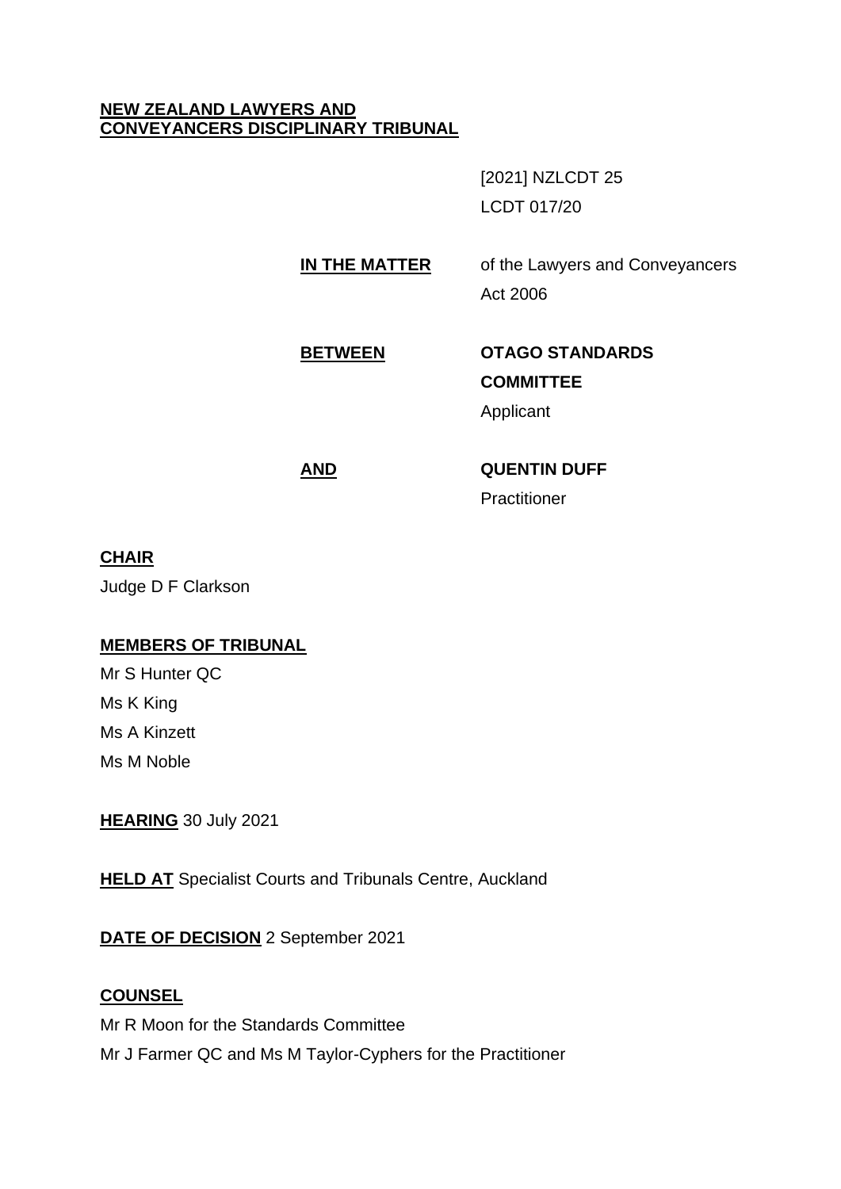**NEW ZEALAND LAWYERS AND CONVEYANCERS DISCIPLINARY TRIBUNAL**

[2021] NZLCDT 25

LCDT 017/20

**IN THE MATTER** of the Lawyers and Conveyancers Act 2006

**BETWEEN** **OTAGO STANDARDS COMMITTEE**

Applicant

**AND** **QUENTIN DUFF**

Practitioner

**CHAIR**

Judge D F Clarkson

**MEMBERS OF TRIBUNAL**

Mr S Hunter QC

Ms K King

Ms A Kinzett

Ms M Noble

**HEARING** 30 July 2021

**HELD AT** Specialist Courts and Tribunals Centre, Auckland

**DATE OF DECISION** 2 September 2021

**COUNSEL**

Mr R Moon for the Standards Committee

Mr J Farmer QC and Ms M Taylor-Cyphers for the Practitioner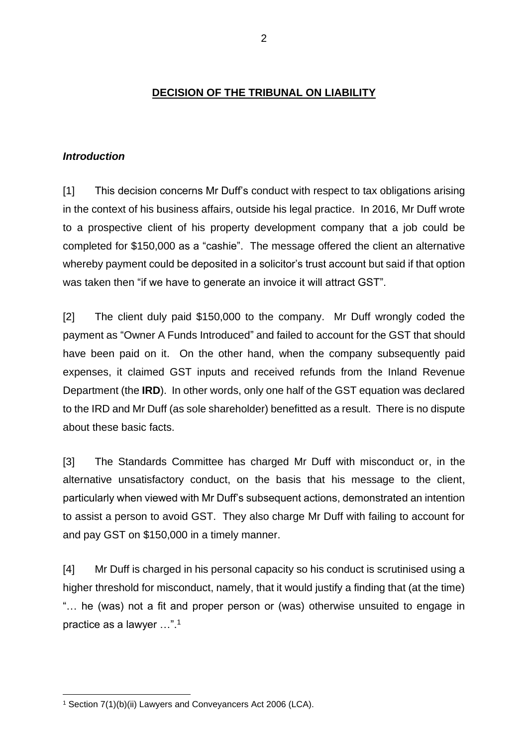## DECISION OF THE TRIBUNAL ON LIABILITY

### *Introduction*

[1] This decision concerns Mr Duff's conduct with respect to tax obligations arising in the context of his business affairs, outside his legal practice. In 2016, Mr Duff wrote to a prospective client of his property development company that a job could be completed for $150,000 as a "cashie". The message offered the client an alternative whereby payment could be deposited in a solicitor's trust account but said if that option was taken then "if we have to generate an invoice it will attract GST".

[2] The client duly paid $150,000 to the company. Mr Duff wrongly coded the payment as "Owner A Funds Introduced" and failed to account for the GST that should have been paid on it. On the other hand, when the company subsequently paid expenses, it claimed GST inputs and received refunds from the Inland Revenue Department (the **IRD**). In other words, only one half of the GST equation was declared to the IRD and Mr Duff (as sole shareholder) benefitted as a result. There is no dispute about these basic facts.

[3] The Standards Committee has charged Mr Duff with misconduct or, in the alternative unsatisfactory conduct, on the basis that his message to the client, particularly when viewed with Mr Duff's subsequent actions, demonstrated an intention to assist a person to avoid GST. They also charge Mr Duff with failing to account for and pay GST on $150,000 in a timely manner.

[4] Mr Duff is charged in his personal capacity so his conduct is scrutinised using a higher threshold for misconduct, namely, that it would justify a finding that (at the time) "… he (was) not a fit and proper person or (was) otherwise unsuited to engage in practice as a lawyer …".[1]

[1] Section 7(1)(b)(ii) Lawyers and Conveyancers Act 2006 (LCA).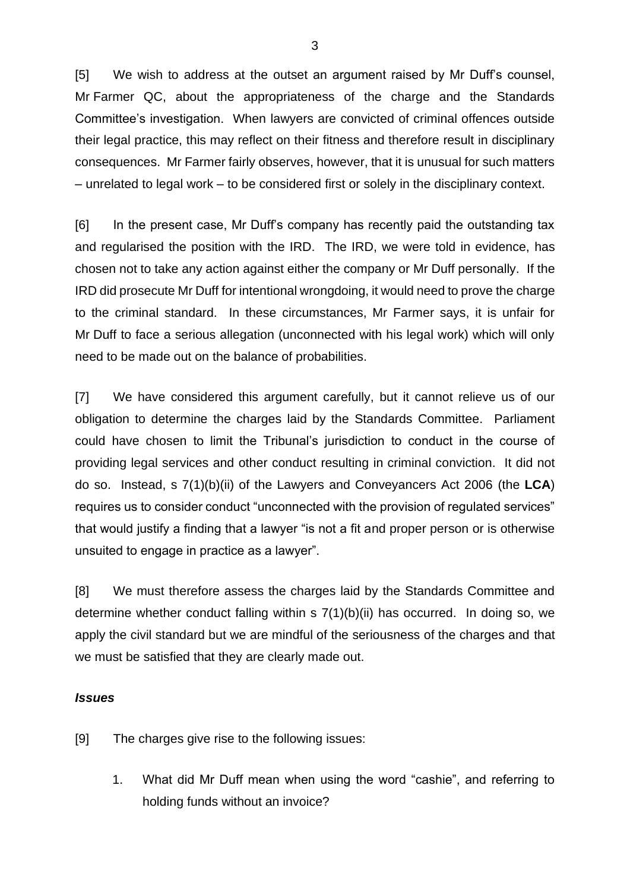[5] We wish to address at the outset an argument raised by Mr Duff's counsel, Mr Farmer QC, about the appropriateness of the charge and the Standards Committee's investigation. When lawyers are convicted of criminal offences outside their legal practice, this may reflect on their fitness and therefore result in disciplinary consequences. Mr Farmer fairly observes, however, that it is unusual for such matters – unrelated to legal work – to be considered first or solely in the disciplinary context.

[6] In the present case, Mr Duff's company has recently paid the outstanding tax and regularised the position with the IRD. The IRD, we were told in evidence, has chosen not to take any action against either the company or Mr Duff personally. If the IRD did prosecute Mr Duff for intentional wrongdoing, it would need to prove the charge to the criminal standard. In these circumstances, Mr Farmer says, it is unfair for Mr Duff to face a serious allegation (unconnected with his legal work) which will only need to be made out on the balance of probabilities.

[7] We have considered this argument carefully, but it cannot relieve us of our obligation to determine the charges laid by the Standards Committee. Parliament could have chosen to limit the Tribunal's jurisdiction to conduct in the course of providing legal services and other conduct resulting in criminal conviction. It did not do so. Instead, s 7(1)(b)(ii) of the Lawyers and Conveyancers Act 2006 (the **LCA**) requires us to consider conduct "unconnected with the provision of regulated services" that would justify a finding that a lawyer "is not a fit and proper person or is otherwise unsuited to engage in practice as a lawyer".

[8] We must therefore assess the charges laid by the Standards Committee and determine whether conduct falling within s 7(1)(b)(ii) has occurred. In doing so, we apply the civil standard but we are mindful of the seriousness of the charges and that we must be satisfied that they are clearly made out.

### *Issues*

[9] The charges give rise to the following issues:

1. What did Mr Duff mean when using the word "cashie", and referring to holding funds without an invoice?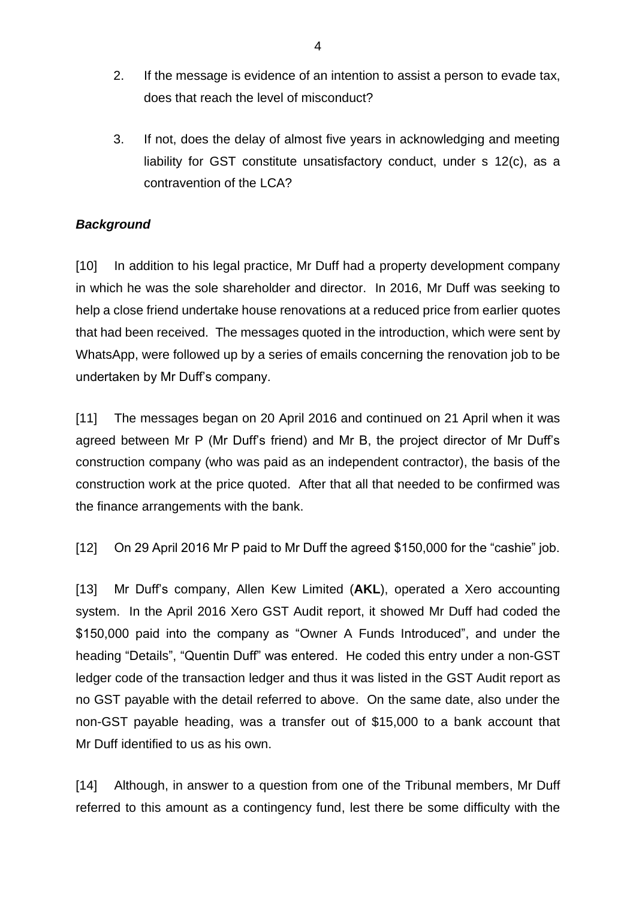2. If the message is evidence of an intention to assist a person to evade tax, does that reach the level of misconduct?

3. If not, does the delay of almost five years in acknowledging and meeting liability for GST constitute unsatisfactory conduct, under s 12(c), as a contravention of the LCA?

### *Background*

[10] In addition to his legal practice, Mr Duff had a property development company in which he was the sole shareholder and director. In 2016, Mr Duff was seeking to help a close friend undertake house renovations at a reduced price from earlier quotes that had been received. The messages quoted in the introduction, which were sent by WhatsApp, were followed up by a series of emails concerning the renovation job to be undertaken by Mr Duff's company.

[11] The messages began on 20 April 2016 and continued on 21 April when it was agreed between Mr P (Mr Duff's friend) and Mr B, the project director of Mr Duff's construction company (who was paid as an independent contractor), the basis of the construction work at the price quoted. After that all that needed to be confirmed was the finance arrangements with the bank.

[12] On 29 April 2016 Mr P paid to Mr Duff the agreed $150,000 for the "cashie" job.

[13] Mr Duff's company, Allen Kew Limited (**AKL**), operated a Xero accounting system. In the April 2016 Xero GST Audit report, it showed Mr Duff had coded the $150,000 paid into the company as "Owner A Funds Introduced", and under the heading "Details", "Quentin Duff" was entered. He coded this entry under a non-GST ledger code of the transaction ledger and thus it was listed in the GST Audit report as no GST payable with the detail referred to above. On the same date, also under the non-GST payable heading, was a transfer out of $15,000 to a bank account that Mr Duff identified to us as his own.

[14] Although, in answer to a question from one of the Tribunal members, Mr Duff referred to this amount as a contingency fund, lest there be some difficulty with the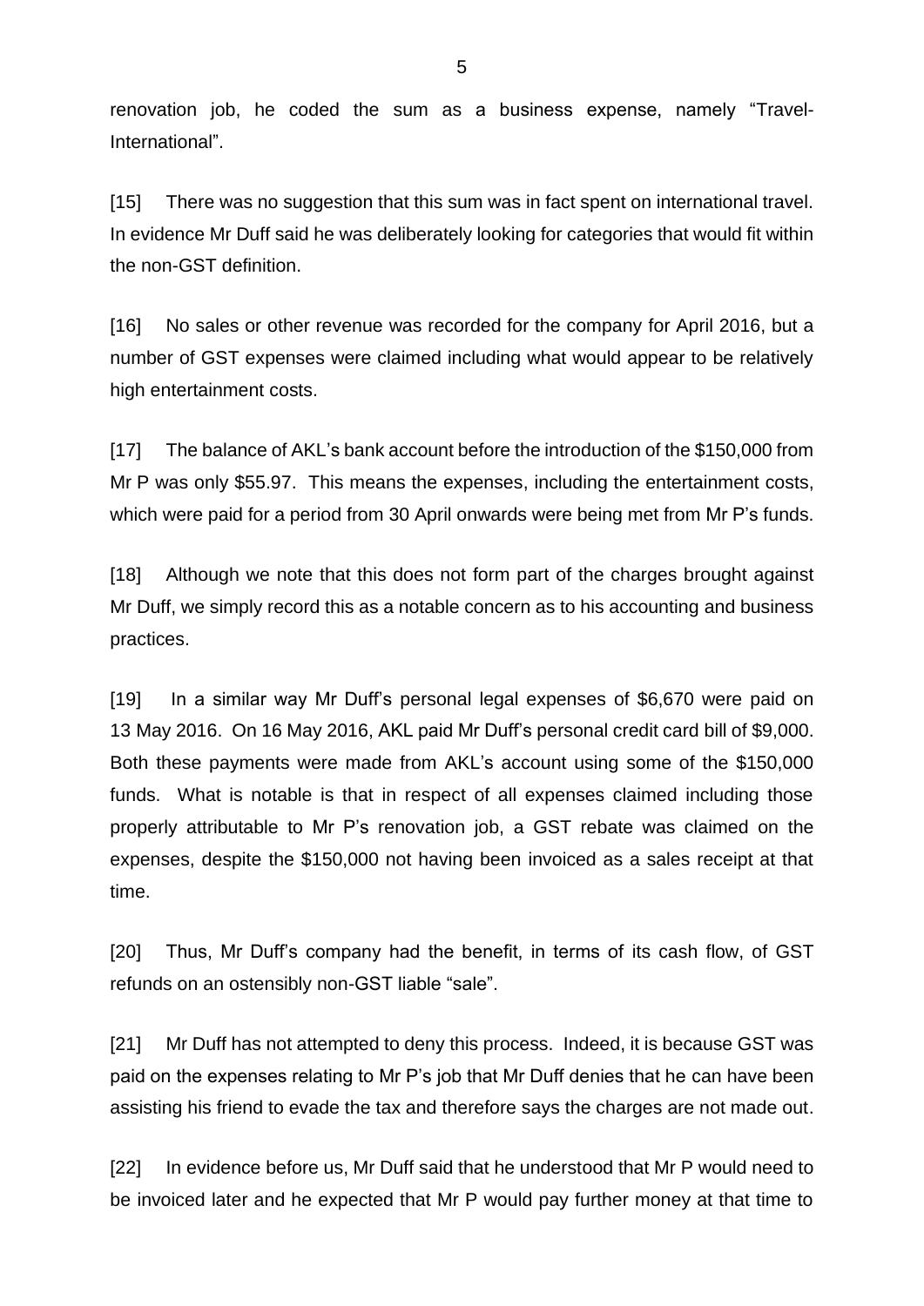renovation job, he coded the sum as a business expense, namely "Travel-International".

[15] There was no suggestion that this sum was in fact spent on international travel. In evidence Mr Duff said he was deliberately looking for categories that would fit within the non-GST definition.

[16] No sales or other revenue was recorded for the company for April 2016, but a number of GST expenses were claimed including what would appear to be relatively high entertainment costs.

[17] The balance of AKL's bank account before the introduction of the $150,000 from Mr P was only $55.97. This means the expenses, including the entertainment costs, which were paid for a period from 30 April onwards were being met from Mr P's funds.

[18] Although we note that this does not form part of the charges brought against Mr Duff, we simply record this as a notable concern as to his accounting and business practices.

[19] In a similar way Mr Duff's personal legal expenses of $6,670 were paid on 13 May 2016. On 16 May 2016, AKL paid Mr Duff's personal credit card bill of $9,000. Both these payments were made from AKL's account using some of the $150,000 funds. What is notable is that in respect of all expenses claimed including those properly attributable to Mr P's renovation job, a GST rebate was claimed on the expenses, despite the $150,000 not having been invoiced as a sales receipt at that time.

[20] Thus, Mr Duff's company had the benefit, in terms of its cash flow, of GST refunds on an ostensibly non-GST liable "sale".

[21] Mr Duff has not attempted to deny this process. Indeed, it is because GST was paid on the expenses relating to Mr P's job that Mr Duff denies that he can have been assisting his friend to evade the tax and therefore says the charges are not made out.

[22] In evidence before us, Mr Duff said that he understood that Mr P would need to be invoiced later and he expected that Mr P would pay further money at that time to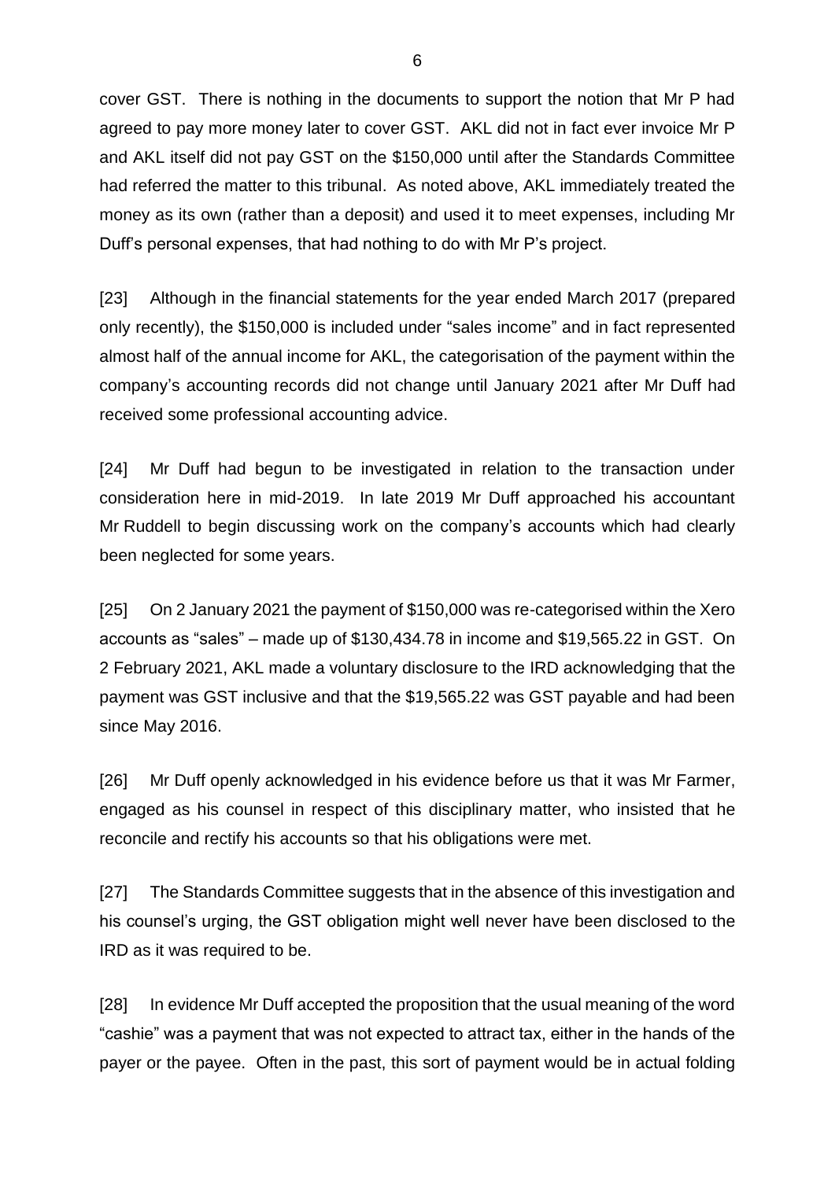cover GST. There is nothing in the documents to support the notion that Mr P had agreed to pay more money later to cover GST. AKL did not in fact ever invoice Mr P and AKL itself did not pay GST on the $150,000 until after the Standards Committee had referred the matter to this tribunal. As noted above, AKL immediately treated the money as its own (rather than a deposit) and used it to meet expenses, including Mr Duff's personal expenses, that had nothing to do with Mr P's project.

[23] Although in the financial statements for the year ended March 2017 (prepared only recently), the $150,000 is included under "sales income" and in fact represented almost half of the annual income for AKL, the categorisation of the payment within the company's accounting records did not change until January 2021 after Mr Duff had received some professional accounting advice.

[24] Mr Duff had begun to be investigated in relation to the transaction under consideration here in mid-2019. In late 2019 Mr Duff approached his accountant Mr Ruddell to begin discussing work on the company's accounts which had clearly been neglected for some years.

[25] On 2 January 2021 the payment of $150,000 was re-categorised within the Xero accounts as "sales" – made up of $130,434.78 in income and $19,565.22 in GST. On 2 February 2021, AKL made a voluntary disclosure to the IRD acknowledging that the payment was GST inclusive and that the $19,565.22 was GST payable and had been since May 2016.

[26] Mr Duff openly acknowledged in his evidence before us that it was Mr Farmer, engaged as his counsel in respect of this disciplinary matter, who insisted that he reconcile and rectify his accounts so that his obligations were met.

[27] The Standards Committee suggests that in the absence of this investigation and his counsel's urging, the GST obligation might well never have been disclosed to the IRD as it was required to be.

[28] In evidence Mr Duff accepted the proposition that the usual meaning of the word "cashie" was a payment that was not expected to attract tax, either in the hands of the payer or the payee. Often in the past, this sort of payment would be in actual folding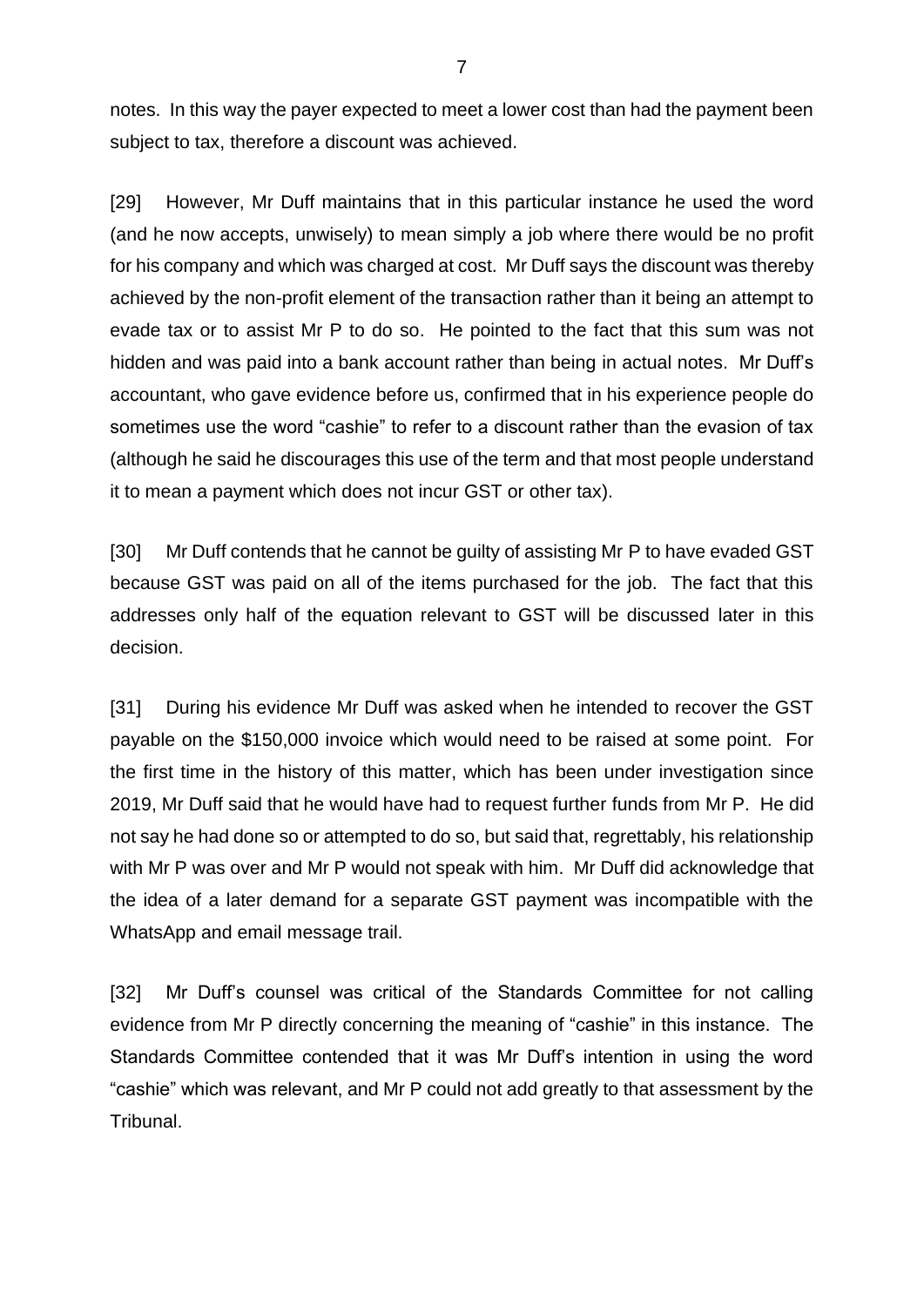notes. In this way the payer expected to meet a lower cost than had the payment been subject to tax, therefore a discount was achieved.

[29] However, Mr Duff maintains that in this particular instance he used the word (and he now accepts, unwisely) to mean simply a job where there would be no profit for his company and which was charged at cost. Mr Duff says the discount was thereby achieved by the non-profit element of the transaction rather than it being an attempt to evade tax or to assist Mr P to do so. He pointed to the fact that this sum was not hidden and was paid into a bank account rather than being in actual notes. Mr Duff's accountant, who gave evidence before us, confirmed that in his experience people do sometimes use the word "cashie" to refer to a discount rather than the evasion of tax (although he said he discourages this use of the term and that most people understand it to mean a payment which does not incur GST or other tax).

[30] Mr Duff contends that he cannot be guilty of assisting Mr P to have evaded GST because GST was paid on all of the items purchased for the job. The fact that this addresses only half of the equation relevant to GST will be discussed later in this decision.

[31] During his evidence Mr Duff was asked when he intended to recover the GST payable on the $150,000 invoice which would need to be raised at some point. For the first time in the history of this matter, which has been under investigation since 2019, Mr Duff said that he would have had to request further funds from Mr P. He did not say he had done so or attempted to do so, but said that, regrettably, his relationship with Mr P was over and Mr P would not speak with him. Mr Duff did acknowledge that the idea of a later demand for a separate GST payment was incompatible with the WhatsApp and email message trail.

[32] Mr Duff's counsel was critical of the Standards Committee for not calling evidence from Mr P directly concerning the meaning of "cashie" in this instance. The Standards Committee contended that it was Mr Duff's intention in using the word "cashie" which was relevant, and Mr P could not add greatly to that assessment by the Tribunal.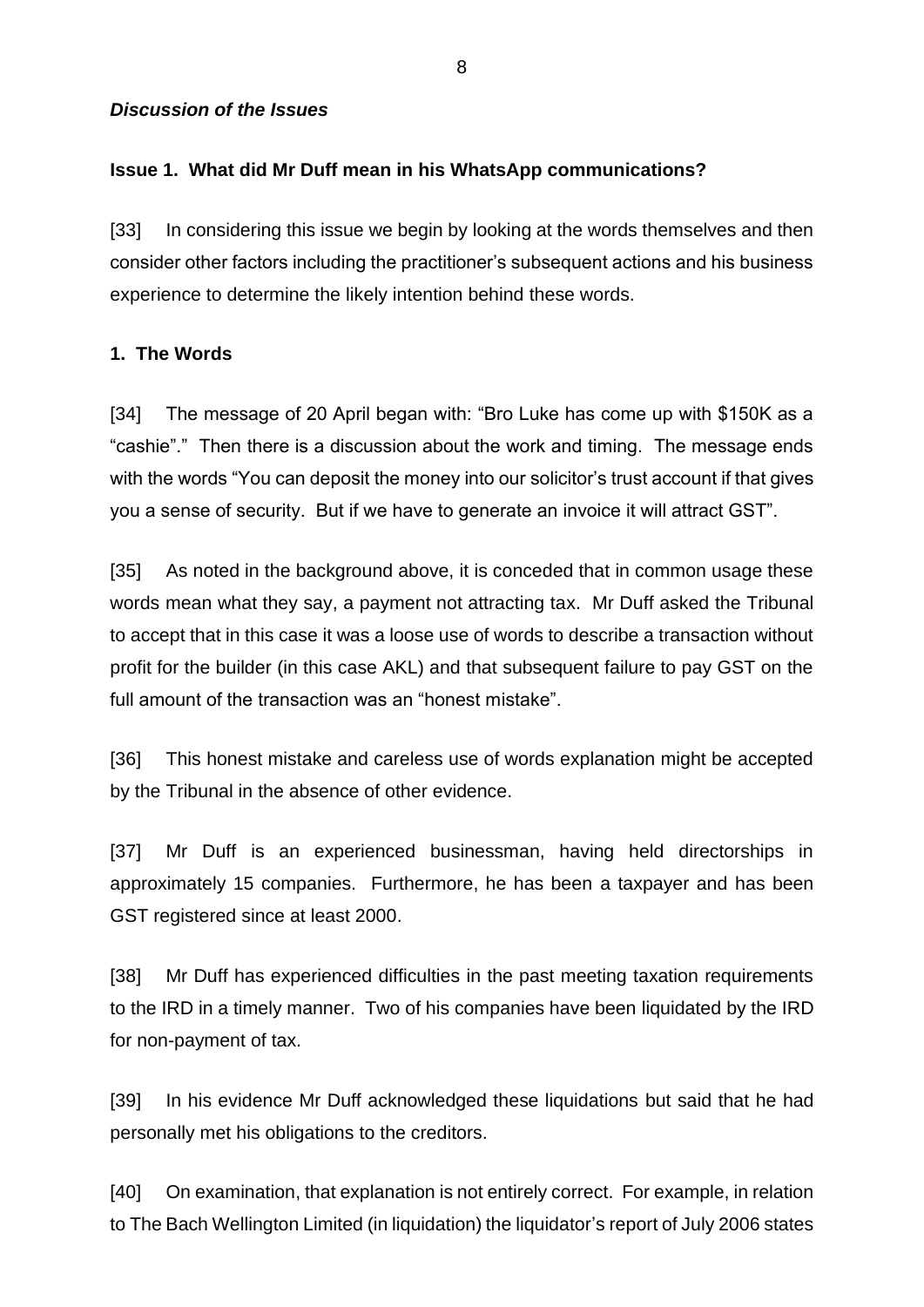***Discussion of the Issues***

**Issue 1. What did Mr Duff mean in his WhatsApp communications?**

[33] In considering this issue we begin by looking at the words themselves and then consider other factors including the practitioner's subsequent actions and his business experience to determine the likely intention behind these words.

**1. The Words**

[34] The message of 20 April began with: "Bro Luke has come up with $150K as a "cashie"." Then there is a discussion about the work and timing. The message ends with the words "You can deposit the money into our solicitor's trust account if that gives you a sense of security. But if we have to generate an invoice it will attract GST".

[35] As noted in the background above, it is conceded that in common usage these words mean what they say, a payment not attracting tax. Mr Duff asked the Tribunal to accept that in this case it was a loose use of words to describe a transaction without profit for the builder (in this case AKL) and that subsequent failure to pay GST on the full amount of the transaction was an "honest mistake".

[36] This honest mistake and careless use of words explanation might be accepted by the Tribunal in the absence of other evidence.

[37] Mr Duff is an experienced businessman, having held directorships in approximately 15 companies. Furthermore, he has been a taxpayer and has been GST registered since at least 2000.

[38] Mr Duff has experienced difficulties in the past meeting taxation requirements to the IRD in a timely manner. Two of his companies have been liquidated by the IRD for non-payment of tax.

[39] In his evidence Mr Duff acknowledged these liquidations but said that he had personally met his obligations to the creditors.

[40] On examination, that explanation is not entirely correct. For example, in relation to The Bach Wellington Limited (in liquidation) the liquidator's report of July 2006 states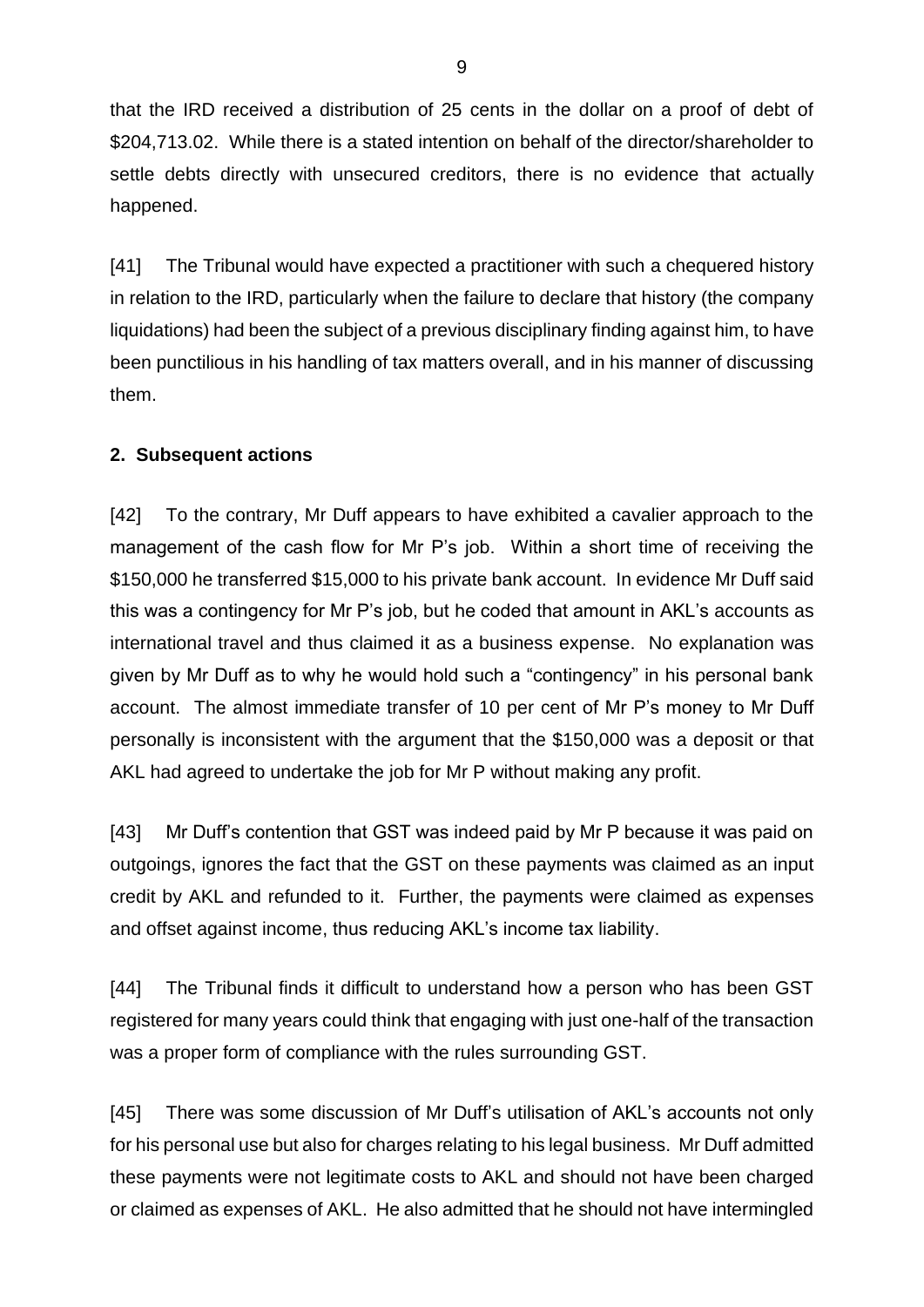that the IRD received a distribution of 25 cents in the dollar on a proof of debt of $204,713.02. While there is a stated intention on behalf of the director/shareholder to settle debts directly with unsecured creditors, there is no evidence that actually happened.

[41] The Tribunal would have expected a practitioner with such a chequered history in relation to the IRD, particularly when the failure to declare that history (the company liquidations) had been the subject of a previous disciplinary finding against him, to have been punctilious in his handling of tax matters overall, and in his manner of discussing them.

**2. Subsequent actions**

[42] To the contrary, Mr Duff appears to have exhibited a cavalier approach to the management of the cash flow for Mr P's job. Within a short time of receiving the $150,000 he transferred $15,000 to his private bank account. In evidence Mr Duff said this was a contingency for Mr P's job, but he coded that amount in AKL's accounts as international travel and thus claimed it as a business expense. No explanation was given by Mr Duff as to why he would hold such a "contingency" in his personal bank account. The almost immediate transfer of 10 per cent of Mr P's money to Mr Duff personally is inconsistent with the argument that the $150,000 was a deposit or that AKL had agreed to undertake the job for Mr P without making any profit.

[43] Mr Duff's contention that GST was indeed paid by Mr P because it was paid on outgoings, ignores the fact that the GST on these payments was claimed as an input credit by AKL and refunded to it. Further, the payments were claimed as expenses and offset against income, thus reducing AKL's income tax liability.

[44] The Tribunal finds it difficult to understand how a person who has been GST registered for many years could think that engaging with just one-half of the transaction was a proper form of compliance with the rules surrounding GST.

[45] There was some discussion of Mr Duff's utilisation of AKL's accounts not only for his personal use but also for charges relating to his legal business. Mr Duff admitted these payments were not legitimate costs to AKL and should not have been charged or claimed as expenses of AKL. He also admitted that he should not have intermingled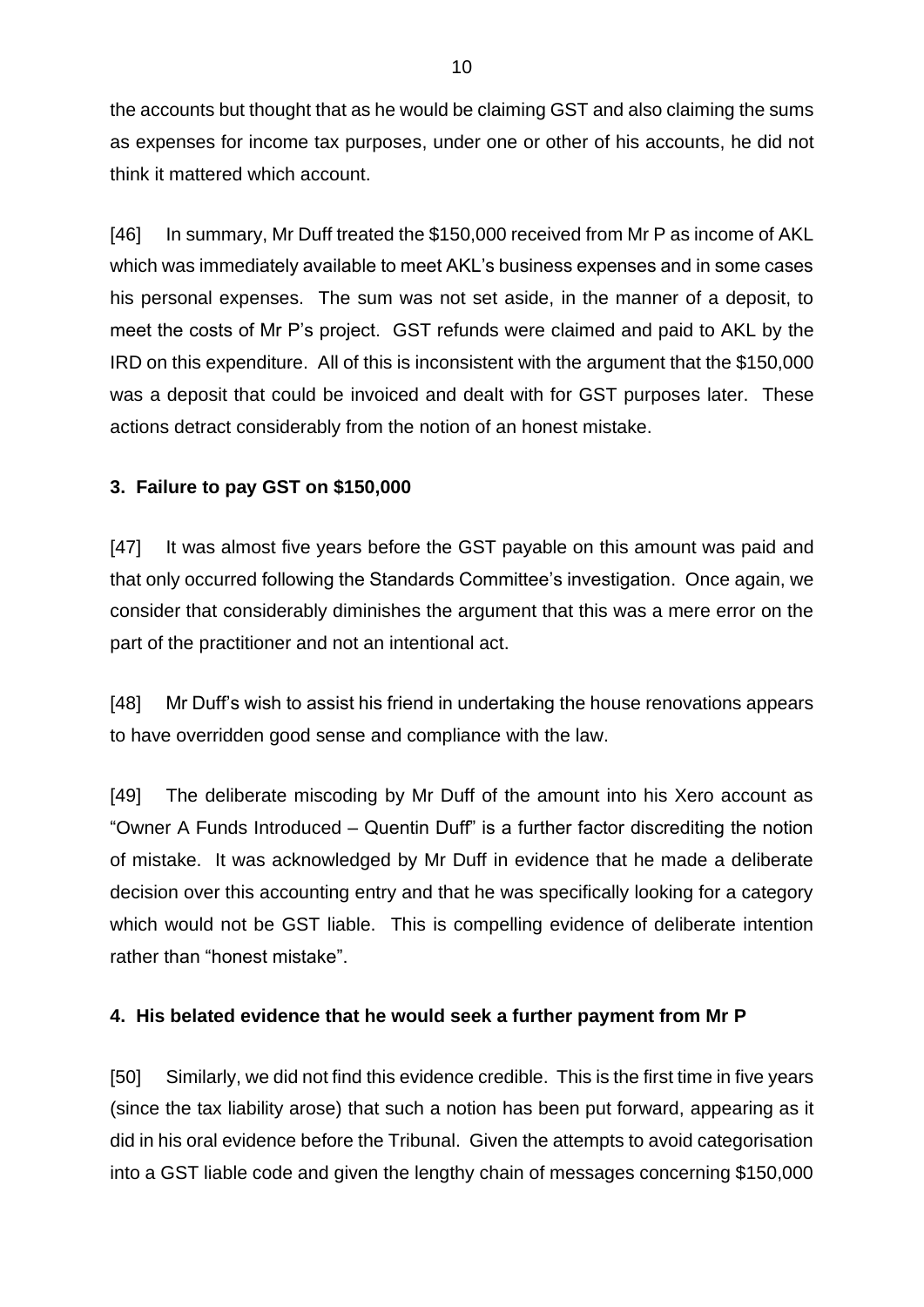the accounts but thought that as he would be claiming GST and also claiming the sums as expenses for income tax purposes, under one or other of his accounts, he did not think it mattered which account.

[46] In summary, Mr Duff treated the $150,000 received from Mr P as income of AKL which was immediately available to meet AKL's business expenses and in some cases his personal expenses. The sum was not set aside, in the manner of a deposit, to meet the costs of Mr P's project. GST refunds were claimed and paid to AKL by the IRD on this expenditure. All of this is inconsistent with the argument that the $150,000 was a deposit that could be invoiced and dealt with for GST purposes later. These actions detract considerably from the notion of an honest mistake.

**3. Failure to pay GST on $150,000**

[47] It was almost five years before the GST payable on this amount was paid and that only occurred following the Standards Committee's investigation. Once again, we consider that considerably diminishes the argument that this was a mere error on the part of the practitioner and not an intentional act.

[48] Mr Duff's wish to assist his friend in undertaking the house renovations appears to have overridden good sense and compliance with the law.

[49] The deliberate miscoding by Mr Duff of the amount into his Xero account as "Owner A Funds Introduced – Quentin Duff" is a further factor discrediting the notion of mistake. It was acknowledged by Mr Duff in evidence that he made a deliberate decision over this accounting entry and that he was specifically looking for a category which would not be GST liable. This is compelling evidence of deliberate intention rather than "honest mistake".

**4. His belated evidence that he would seek a further payment from Mr P**

[50] Similarly, we did not find this evidence credible. This is the first time in five years (since the tax liability arose) that such a notion has been put forward, appearing as it did in his oral evidence before the Tribunal. Given the attempts to avoid categorisation into a GST liable code and given the lengthy chain of messages concerning $150,000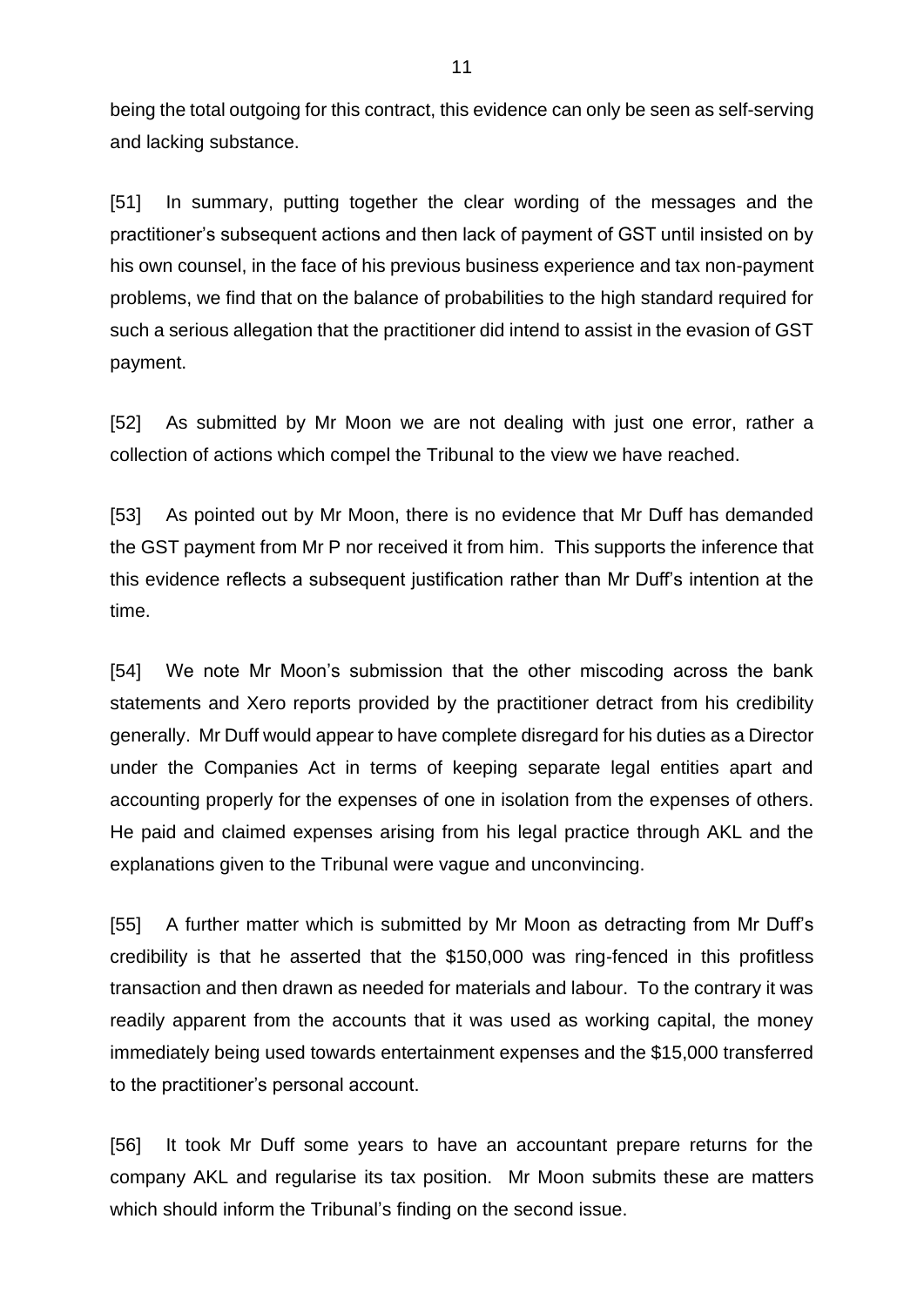being the total outgoing for this contract, this evidence can only be seen as self-serving and lacking substance.

[51] In summary, putting together the clear wording of the messages and the practitioner's subsequent actions and then lack of payment of GST until insisted on by his own counsel, in the face of his previous business experience and tax non-payment problems, we find that on the balance of probabilities to the high standard required for such a serious allegation that the practitioner did intend to assist in the evasion of GST payment.

[52] As submitted by Mr Moon we are not dealing with just one error, rather a collection of actions which compel the Tribunal to the view we have reached.

[53] As pointed out by Mr Moon, there is no evidence that Mr Duff has demanded the GST payment from Mr P nor received it from him. This supports the inference that this evidence reflects a subsequent justification rather than Mr Duff's intention at the time.

[54] We note Mr Moon's submission that the other miscoding across the bank statements and Xero reports provided by the practitioner detract from his credibility generally. Mr Duff would appear to have complete disregard for his duties as a Director under the Companies Act in terms of keeping separate legal entities apart and accounting properly for the expenses of one in isolation from the expenses of others. He paid and claimed expenses arising from his legal practice through AKL and the explanations given to the Tribunal were vague and unconvincing.

[55] A further matter which is submitted by Mr Moon as detracting from Mr Duff's credibility is that he asserted that the $150,000 was ring-fenced in this profitless transaction and then drawn as needed for materials and labour. To the contrary it was readily apparent from the accounts that it was used as working capital, the money immediately being used towards entertainment expenses and the $15,000 transferred to the practitioner's personal account.

[56] It took Mr Duff some years to have an accountant prepare returns for the company AKL and regularise its tax position. Mr Moon submits these are matters which should inform the Tribunal's finding on the second issue.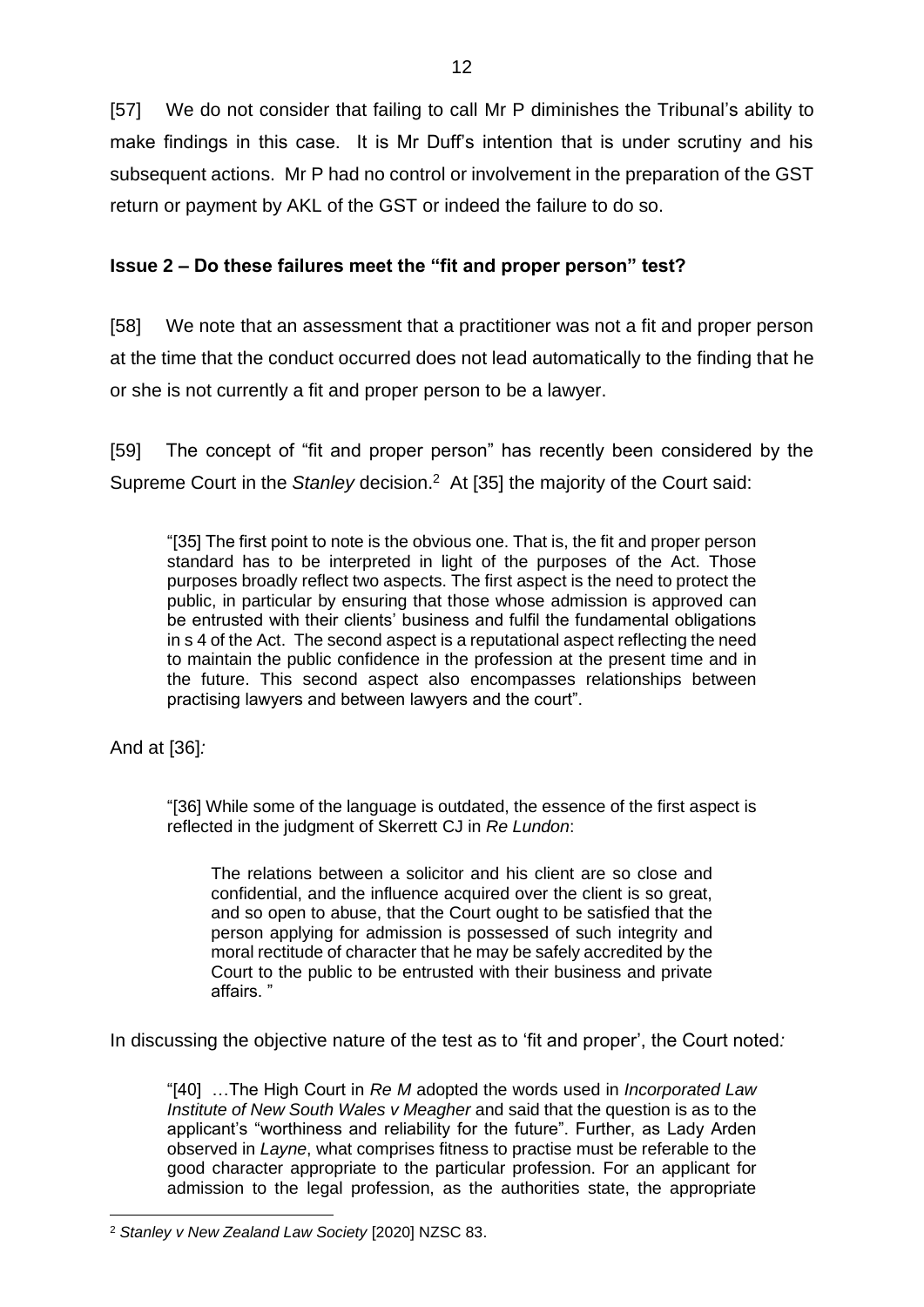[57] We do not consider that failing to call Mr P diminishes the Tribunal's ability to make findings in this case. It is Mr Duff's intention that is under scrutiny and his subsequent actions. Mr P had no control or involvement in the preparation of the GST return or payment by AKL of the GST or indeed the failure to do so.

**Issue 2 – Do these failures meet the "fit and proper person" test?**

[58] We note that an assessment that a practitioner was not a fit and proper person at the time that the conduct occurred does not lead automatically to the finding that he or she is not currently a fit and proper person to be a lawyer.

[59] The concept of "fit and proper person" has recently been considered by the Supreme Court in the *Stanley* decision.[2] At [35] the majority of the Court said:

> "[35] The first point to note is the obvious one. That is, the fit and proper person standard has to be interpreted in light of the purposes of the Act. Those purposes broadly reflect two aspects. The first aspect is the need to protect the public, in particular by ensuring that those whose admission is approved can be entrusted with their clients' business and fulfil the fundamental obligations in s 4 of the Act. The second aspect is a reputational aspect reflecting the need to maintain the public confidence in the profession at the present time and in the future. This second aspect also encompasses relationships between practising lawyers and between lawyers and the court".

And at [36]*:*

> "[36] While some of the language is outdated, the essence of the first aspect is reflected in the judgment of Skerrett CJ in *Re Lundon*:
>
> > The relations between a solicitor and his client are so close and confidential, and the influence acquired over the client is so great, and so open to abuse, that the Court ought to be satisfied that the person applying for admission is possessed of such integrity and moral rectitude of character that he may be safely accredited by the Court to the public to be entrusted with their business and private affairs. "

In discussing the objective nature of the test as to 'fit and proper', the Court noted*:*

> "[40] …The High Court in *Re M* adopted the words used in *Incorporated Law Institute of New South Wales v Meagher* and said that the question is as to the applicant's "worthiness and reliability for the future". Further, as Lady Arden observed in *Layne*, what comprises fitness to practise must be referable to the good character appropriate to the particular profession. For an applicant for admission to the legal profession, as the authorities state, the appropriate

[2] *Stanley v New Zealand Law Society* [2020] NZSC 83.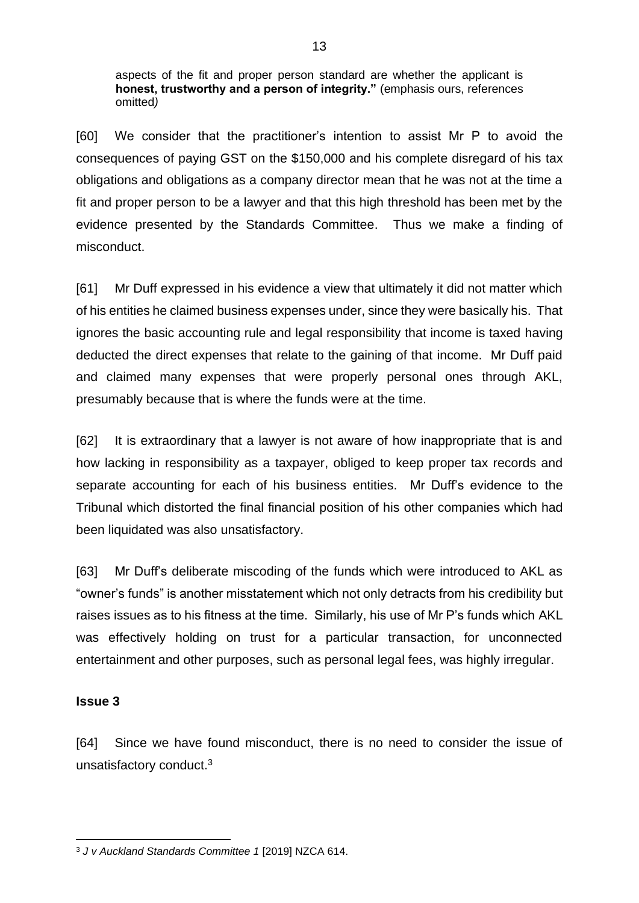aspects of the fit and proper person standard are whether the applicant is **honest, trustworthy and a person of integrity."** (emphasis ours, references omitted*)*

[60] We consider that the practitioner's intention to assist Mr P to avoid the consequences of paying GST on the $150,000 and his complete disregard of his tax obligations and obligations as a company director mean that he was not at the time a fit and proper person to be a lawyer and that this high threshold has been met by the evidence presented by the Standards Committee. Thus we make a finding of misconduct.

[61] Mr Duff expressed in his evidence a view that ultimately it did not matter which of his entities he claimed business expenses under, since they were basically his. That ignores the basic accounting rule and legal responsibility that income is taxed having deducted the direct expenses that relate to the gaining of that income. Mr Duff paid and claimed many expenses that were properly personal ones through AKL, presumably because that is where the funds were at the time.

[62] It is extraordinary that a lawyer is not aware of how inappropriate that is and how lacking in responsibility as a taxpayer, obliged to keep proper tax records and separate accounting for each of his business entities. Mr Duff's evidence to the Tribunal which distorted the final financial position of his other companies which had been liquidated was also unsatisfactory.

[63] Mr Duff's deliberate miscoding of the funds which were introduced to AKL as "owner's funds" is another misstatement which not only detracts from his credibility but raises issues as to his fitness at the time. Similarly, his use of Mr P's funds which AKL was effectively holding on trust for a particular transaction, for unconnected entertainment and other purposes, such as personal legal fees, was highly irregular.

## Issue 3

[64] Since we have found misconduct, there is no need to consider the issue of unsatisfactory conduct.[3]

---

[3] *J v Auckland Standards Committee 1* [2019] NZCA 614.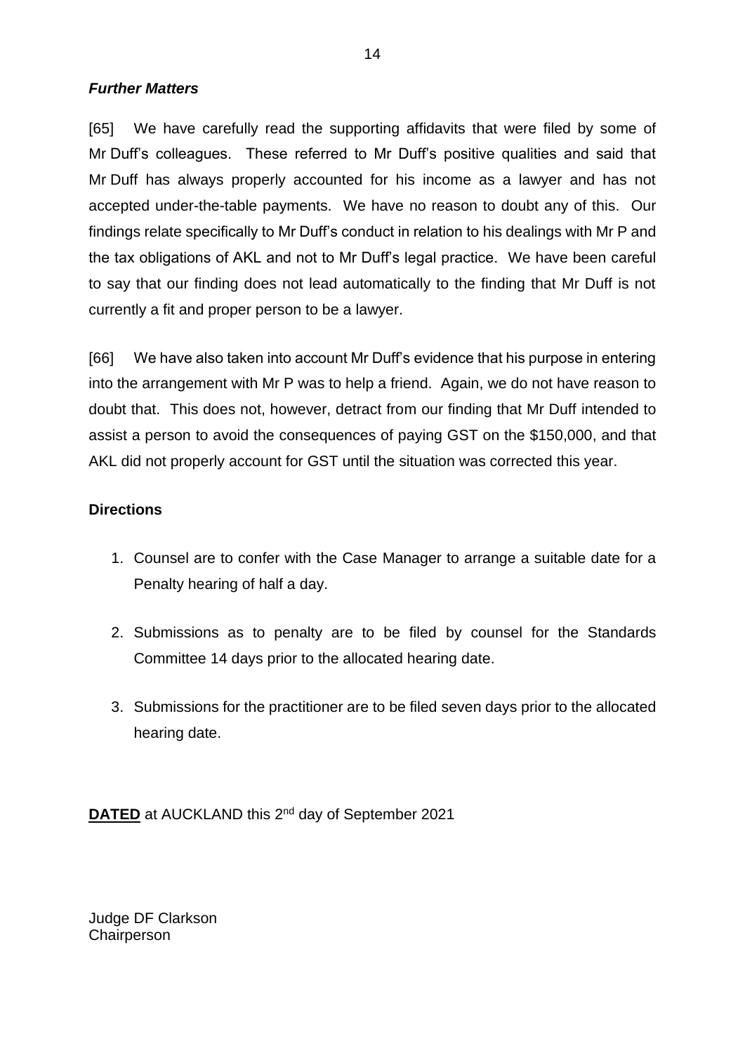### *Further Matters*

[65] We have carefully read the supporting affidavits that were filed by some of Mr Duff's colleagues. These referred to Mr Duff's positive qualities and said that Mr Duff has always properly accounted for his income as a lawyer and has not accepted under-the-table payments. We have no reason to doubt any of this. Our findings relate specifically to Mr Duff's conduct in relation to his dealings with Mr P and the tax obligations of AKL and not to Mr Duff's legal practice. We have been careful to say that our finding does not lead automatically to the finding that Mr Duff is not currently a fit and proper person to be a lawyer.

[66] We have also taken into account Mr Duff's evidence that his purpose in entering into the arrangement with Mr P was to help a friend. Again, we do not have reason to doubt that. This does not, however, detract from our finding that Mr Duff intended to assist a person to avoid the consequences of paying GST on the $150,000, and that AKL did not properly account for GST until the situation was corrected this year.

### **Directions**

1. Counsel are to confer with the Case Manager to arrange a suitable date for a Penalty hearing of half a day.

2. Submissions as to penalty are to be filed by counsel for the Standards Committee 14 days prior to the allocated hearing date.

3. Submissions for the practitioner are to be filed seven days prior to the allocated hearing date.

**DATED** at AUCKLAND this 2nd day of September 2021

Judge DF Clarkson
Chairperson